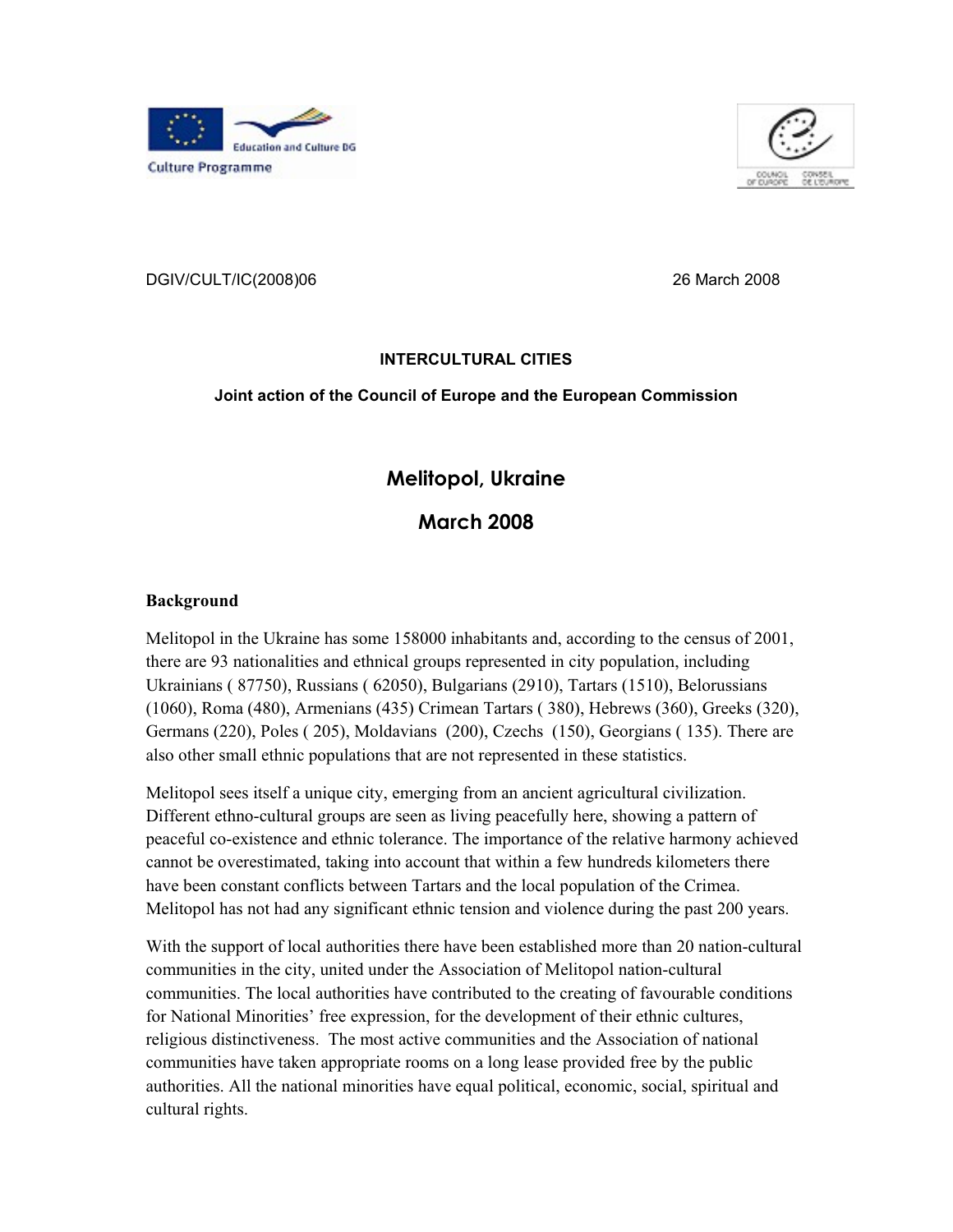DGIV/CULT/IC(2008)06 26 March 2008

**INTERCULTURAL CITIES**

**Joint action of the Council of Europe and the European Commission**

# Melitopol, Ukraine

# March 2008

## Background

Melitopol in the Ukraine has some 158000 inhabitants and, according to the census of 2001, there are 93 nationalities and ethnical groups represented in city population, including Ukrainians ( 87750), Russians ( 62050), Bulgarians (2910), Tartars (1510), Belorussians (1060), Roma (480), Armenians (435) Crimean Tartars ( 380), Hebrews (360), Greeks (320), Germans (220), Poles ( 205), Moldavians (200), Czechs (150), Georgians ( 135). There are also other small ethnic populations that are not represented in these statistics.

Melitopol sees itself a unique city, emerging from an ancient agricultural civilization. Different ethno-cultural groups are seen as living peacefully here, showing a pattern of peaceful co-existence and ethnic tolerance. The importance of the relative harmony achieved cannot be overestimated, taking into account that within a few hundreds kilometers there have been constant conflicts between Tartars and the local population of the Crimea. Melitopol has not had any significant ethnic tension and violence during the past 200 years.

With the support of local authorities there have been established more than 20 nation-cultural communities in the city, united under the Association of Melitopol nation-cultural communities. The local authorities have contributed to the creating of favourable conditions for National Minorities' free expression, for the development of their ethnic cultures, religious distinctiveness. The most active communities and the Association of national communities have taken appropriate rooms on a long lease provided free by the public authorities. All the national minorities have equal political, economic, social, spiritual and cultural rights.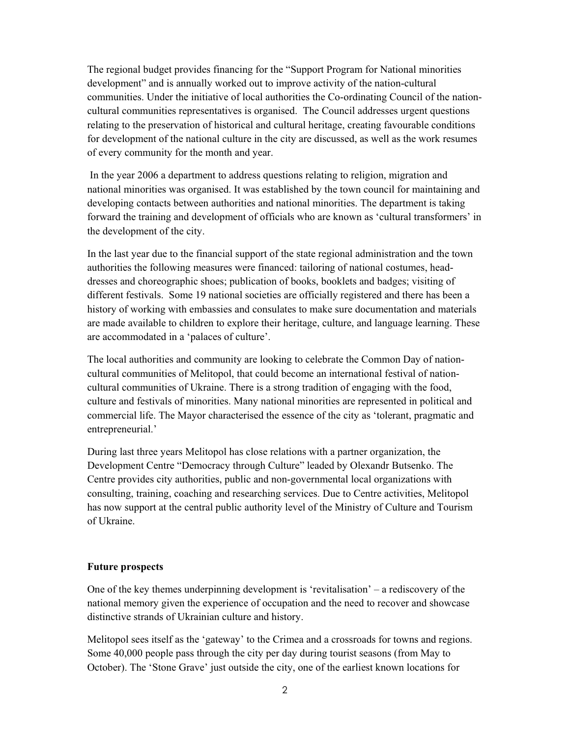The regional budget provides financing for the "Support Program for National minorities development" and is annually worked out to improve activity of the nation-cultural communities. Under the initiative of local authorities the Co-ordinating Council of the nation-cultural communities representatives is organised. The Council addresses urgent questions relating to the preservation of historical and cultural heritage, creating favourable conditions for development of the national culture in the city are discussed, as well as the work resumes of every community for the month and year.

In the year 2006 a department to address questions relating to religion, migration and national minorities was organised. It was established by the town council for maintaining and developing contacts between authorities and national minorities. The department is taking forward the training and development of officials who are known as 'cultural transformers' in the development of the city.

In the last year due to the financial support of the state regional administration and the town authorities the following measures were financed: tailoring of national costumes, head-dresses and choreographic shoes; publication of books, booklets and badges; visiting of different festivals. Some 19 national societies are officially registered and there has been a history of working with embassies and consulates to make sure documentation and materials are made available to children to explore their heritage, culture, and language learning. These are accommodated in a 'palaces of culture'.

The local authorities and community are looking to celebrate the Common Day of nation-cultural communities of Melitopol, that could become an international festival of nation-cultural communities of Ukraine. There is a strong tradition of engaging with the food, culture and festivals of minorities. Many national minorities are represented in political and commercial life. The Mayor characterised the essence of the city as 'tolerant, pragmatic and entrepreneurial.'

During last three years Melitopol has close relations with a partner organization, the Development Centre "Democracy through Culture" leaded by Olexandr Butsenko. The Centre provides city authorities, public and non-governmental local organizations with consulting, training, coaching and researching services. Due to Centre activities, Melitopol has now support at the central public authority level of the Ministry of Culture and Tourism of Ukraine.

**Future prospects**

One of the key themes underpinning development is 'revitalisation' – a rediscovery of the national memory given the experience of occupation and the need to recover and showcase distinctive strands of Ukrainian culture and history.

Melitopol sees itself as the 'gateway' to the Crimea and a crossroads for towns and regions. Some 40,000 people pass through the city per day during tourist seasons (from May to October). The 'Stone Grave' just outside the city, one of the earliest known locations for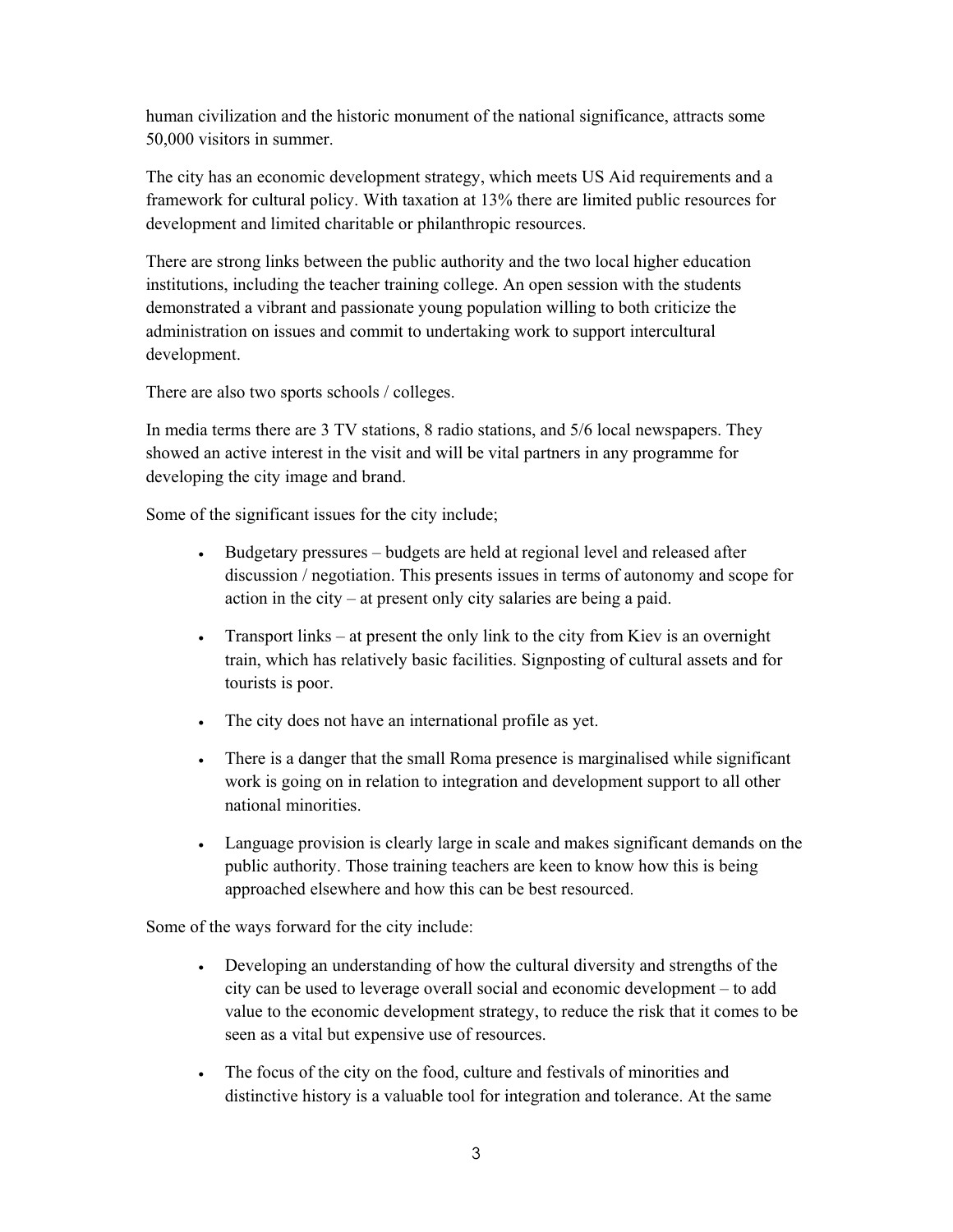human civilization and the historic monument of the national significance, attracts some 50,000 visitors in summer.

The city has an economic development strategy, which meets US Aid requirements and a framework for cultural policy. With taxation at 13% there are limited public resources for development and limited charitable or philanthropic resources.

There are strong links between the public authority and the two local higher education institutions, including the teacher training college. An open session with the students demonstrated a vibrant and passionate young population willing to both criticize the administration on issues and commit to undertaking work to support intercultural development.

There are also two sports schools / colleges.

In media terms there are 3 TV stations, 8 radio stations, and 5/6 local newspapers. They showed an active interest in the visit and will be vital partners in any programme for developing the city image and brand.

Some of the significant issues for the city include;

- Budgetary pressures – budgets are held at regional level and released after discussion / negotiation. This presents issues in terms of autonomy and scope for action in the city – at present only city salaries are being a paid.
- Transport links – at present the only link to the city from Kiev is an overnight train, which has relatively basic facilities. Signposting of cultural assets and for tourists is poor.
- The city does not have an international profile as yet.
- There is a danger that the small Roma presence is marginalised while significant work is going on in relation to integration and development support to all other national minorities.
- Language provision is clearly large in scale and makes significant demands on the public authority. Those training teachers are keen to know how this is being approached elsewhere and how this can be best resourced.

Some of the ways forward for the city include:

- Developing an understanding of how the cultural diversity and strengths of the city can be used to leverage overall social and economic development – to add value to the economic development strategy, to reduce the risk that it comes to be seen as a vital but expensive use of resources.
- The focus of the city on the food, culture and festivals of minorities and distinctive history is a valuable tool for integration and tolerance. At the same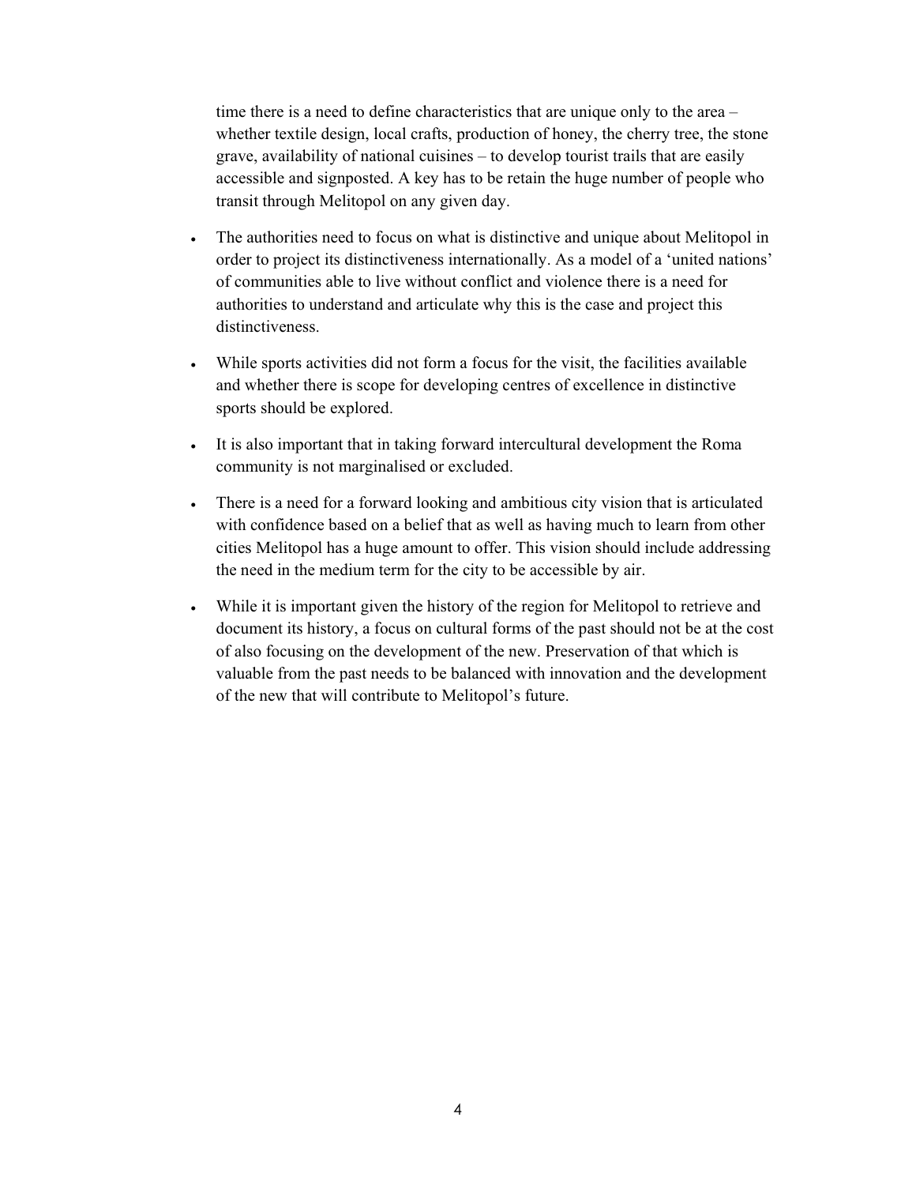time there is a need to define characteristics that are unique only to the area – whether textile design, local crafts, production of honey, the cherry tree, the stone grave, availability of national cuisines – to develop tourist trails that are easily accessible and signposted. A key has to be retain the huge number of people who transit through Melitopol on any given day.

- The authorities need to focus on what is distinctive and unique about Melitopol in order to project its distinctiveness internationally. As a model of a 'united nations' of communities able to live without conflict and violence there is a need for authorities to understand and articulate why this is the case and project this distinctiveness.

- While sports activities did not form a focus for the visit, the facilities available and whether there is scope for developing centres of excellence in distinctive sports should be explored.

- It is also important that in taking forward intercultural development the Roma community is not marginalised or excluded.

- There is a need for a forward looking and ambitious city vision that is articulated with confidence based on a belief that as well as having much to learn from other cities Melitopol has a huge amount to offer. This vision should include addressing the need in the medium term for the city to be accessible by air.

- While it is important given the history of the region for Melitopol to retrieve and document its history, a focus on cultural forms of the past should not be at the cost of also focusing on the development of the new. Preservation of that which is valuable from the past needs to be balanced with innovation and the development of the new that will contribute to Melitopol's future.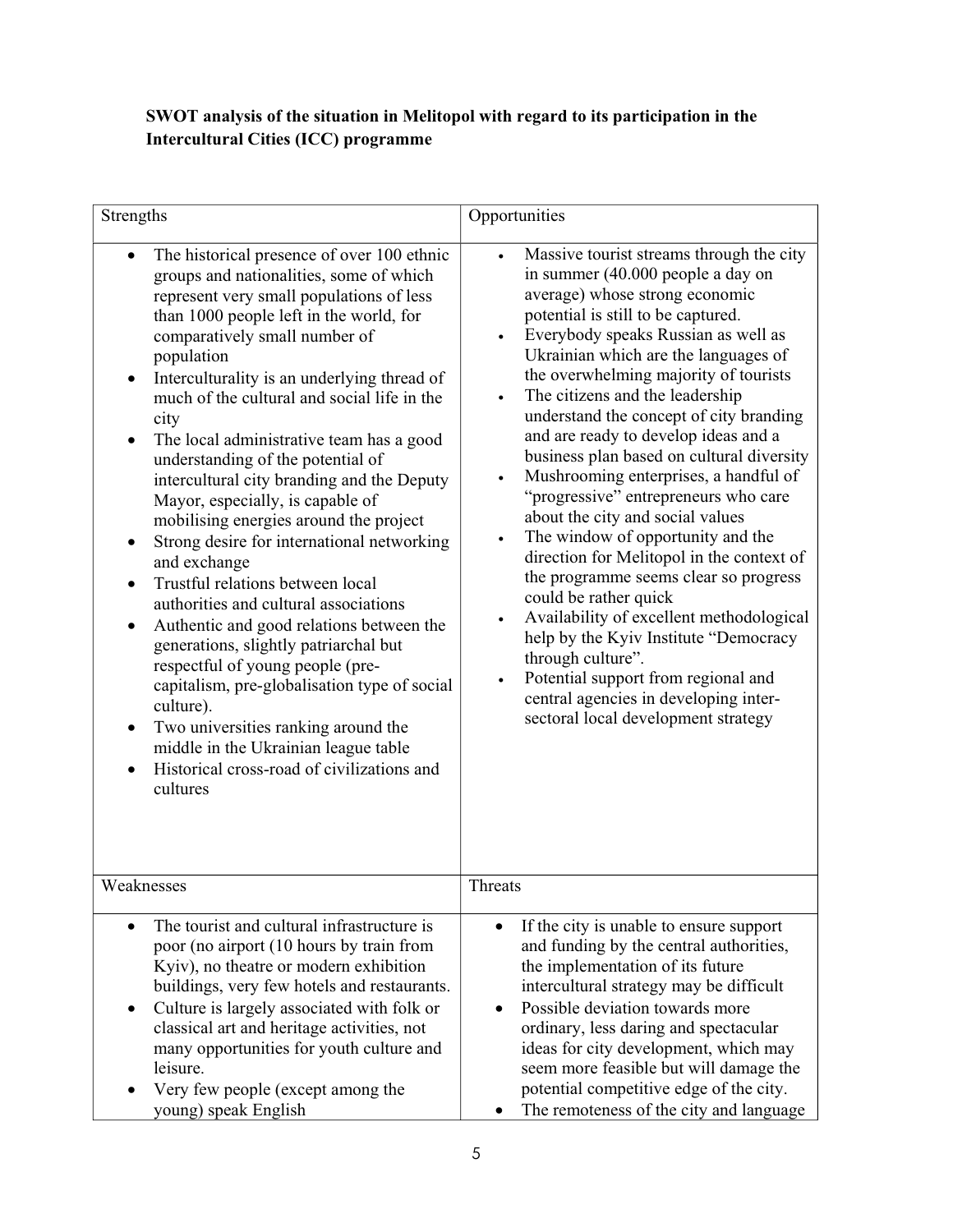**SWOT analysis of the situation in Melitopol with regard to its participation in the Intercultural Cities (ICC) programme**

| Strengths | Opportunities |
|---|---|
| • The historical presence of over 100 ethnic groups and nationalities, some of which represent very small populations of less than 1000 people left in the world, for comparatively small number of population<br>• Interculturality is an underlying thread of much of the cultural and social life in the city<br>• The local administrative team has a good understanding of the potential of intercultural city branding and the Deputy Mayor, especially, is capable of mobilising energies around the project<br>• Strong desire for international networking and exchange<br>• Trustful relations between local authorities and cultural associations<br>• Authentic and good relations between the generations, slightly patriarchal but respectful of young people (pre-capitalism, pre-globalisation type of social culture).<br>• Two universities ranking around the middle in the Ukrainian league table<br>• Historical cross-road of civilizations and cultures | • Massive tourist streams through the city in summer (40.000 people a day on average) whose strong economic potential is still to be captured.<br>• Everybody speaks Russian as well as Ukrainian which are the languages of the overwhelming majority of tourists<br>• The citizens and the leadership understand the concept of city branding and are ready to develop ideas and a business plan based on cultural diversity<br>• Mushrooming enterprises, a handful of "progressive" entrepreneurs who care about the city and social values<br>• The window of opportunity and the direction for Melitopol in the context of the programme seems clear so progress could be rather quick<br>• Availability of excellent methodological help by the Kyiv Institute "Democracy through culture".<br>• Potential support from regional and central agencies in developing inter-sectoral local development strategy |
| **Weaknesses** | **Threats** |
| • The tourist and cultural infrastructure is poor (no airport (10 hours by train from Kyiv), no theatre or modern exhibition buildings, very few hotels and restaurants.<br>• Culture is largely associated with folk or classical art and heritage activities, not many opportunities for youth culture and leisure.<br>• Very few people (except among the young) speak English | • If the city is unable to ensure support and funding by the central authorities, the implementation of its future intercultural strategy may be difficult<br>• Possible deviation towards more ordinary, less daring and spectacular ideas for city development, which may seem more feasible but will damage the potential competitive edge of the city.<br>• The remoteness of the city and language |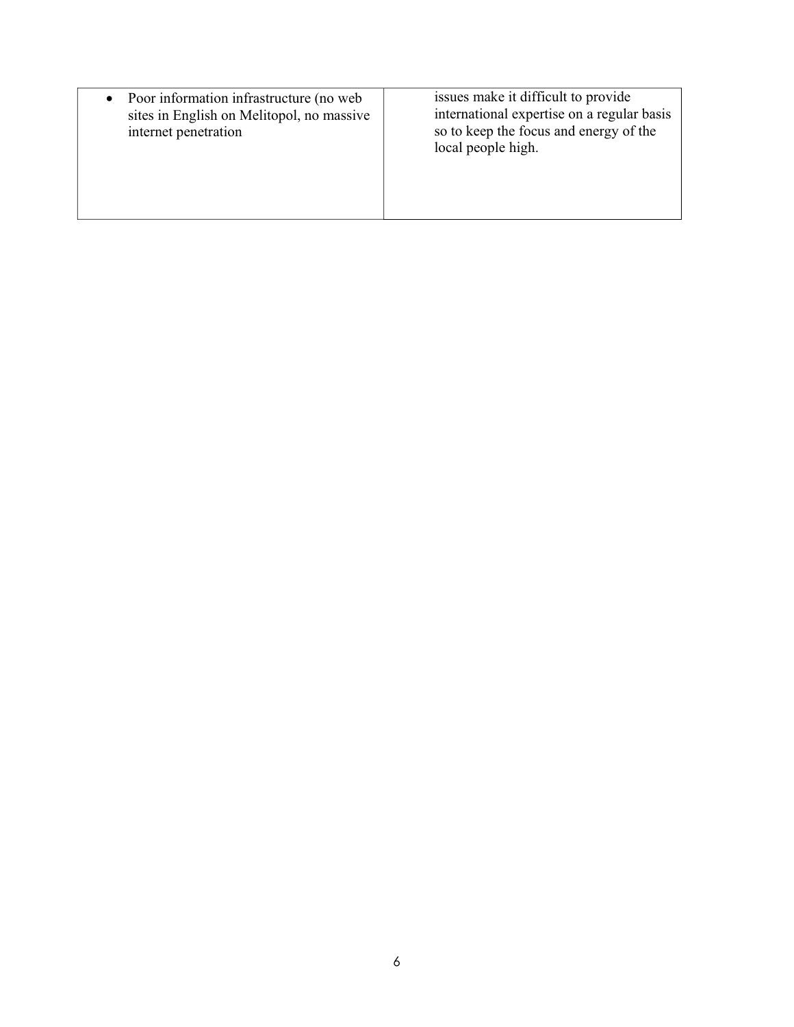| | |
|---|---|
| • Poor information infrastructure (no web sites in English on Melitopol, no massive internet penetration | issues make it difficult to provide international expertise on a regular basis so to keep the focus and energy of the local people high. |